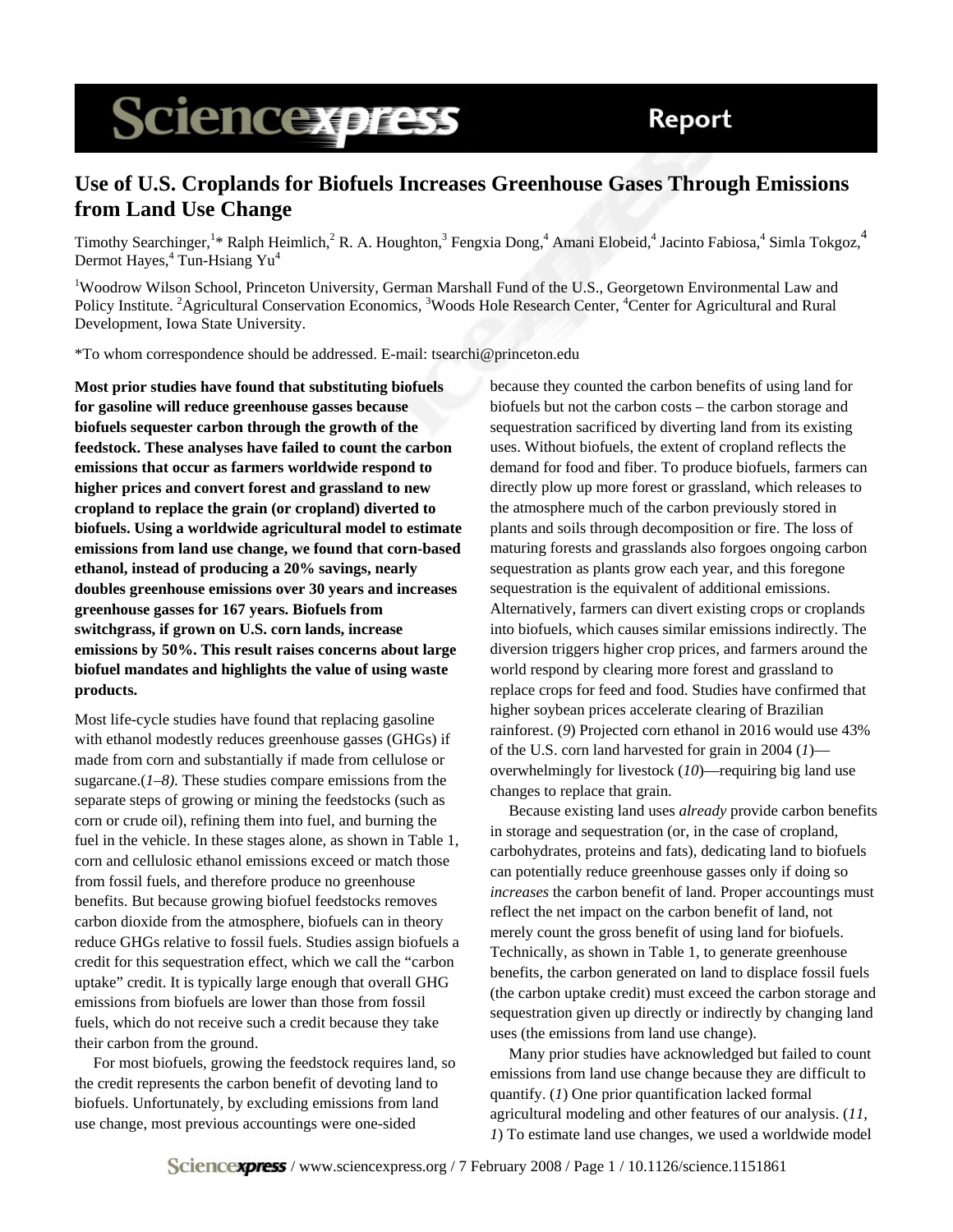# Use of U.S. Croplands for Biofuels Increases Greenhouse Gases Through Emissions from Land Use Change

Timothy Searchinger,[1]* Ralph Heimlich,[2] R. A. Houghton,[3] Fengxia Dong,[4] Amani Elobeid,[4] Jacinto Fabiosa,[4] Simla Tokgoz,[4] Dermot Hayes,[4] Tun-Hsiang Yu[4]

[1]Woodrow Wilson School, Princeton University, German Marshall Fund of the U.S., Georgetown Environmental Law and Policy Institute. [2]Agricultural Conservation Economics, [3]Woods Hole Research Center, [4]Center for Agricultural and Rural Development, Iowa State University.

*To whom correspondence should be addressed. E-mail: tsearchi@princeton.edu

**Most prior studies have found that substituting biofuels for gasoline will reduce greenhouse gasses because biofuels sequester carbon through the growth of the feedstock. These analyses have failed to count the carbon emissions that occur as farmers worldwide respond to higher prices and convert forest and grassland to new cropland to replace the grain (or cropland) diverted to biofuels. Using a worldwide agricultural model to estimate emissions from land use change, we found that corn-based ethanol, instead of producing a 20% savings, nearly doubles greenhouse emissions over 30 years and increases greenhouse gasses for 167 years. Biofuels from switchgrass, if grown on U.S. corn lands, increase emissions by 50%. This result raises concerns about large biofuel mandates and highlights the value of using waste products.**

Most life-cycle studies have found that replacing gasoline with ethanol modestly reduces greenhouse gasses (GHGs) if made from corn and substantially if made from cellulose or sugarcane.(*1–8*). These studies compare emissions from the separate steps of growing or mining the feedstocks (such as corn or crude oil), refining them into fuel, and burning the fuel in the vehicle. In these stages alone, as shown in Table 1, corn and cellulosic ethanol emissions exceed or match those from fossil fuels, and therefore produce no greenhouse benefits. But because growing biofuel feedstocks removes carbon dioxide from the atmosphere, biofuels can in theory reduce GHGs relative to fossil fuels. Studies assign biofuels a credit for this sequestration effect, which we call the "carbon uptake" credit. It is typically large enough that overall GHG emissions from biofuels are lower than those from fossil fuels, which do not receive such a credit because they take their carbon from the ground.

For most biofuels, growing the feedstock requires land, so the credit represents the carbon benefit of devoting land to biofuels. Unfortunately, by excluding emissions from land use change, most previous accountings were one-sided because they counted the carbon benefits of using land for biofuels but not the carbon costs – the carbon storage and sequestration sacrificed by diverting land from its existing uses. Without biofuels, the extent of cropland reflects the demand for food and fiber. To produce biofuels, farmers can directly plow up more forest or grassland, which releases to the atmosphere much of the carbon previously stored in plants and soils through decomposition or fire. The loss of maturing forests and grasslands also forgoes ongoing carbon sequestration as plants grow each year, and this foregone sequestration is the equivalent of additional emissions. Alternatively, farmers can divert existing crops or croplands into biofuels, which causes similar emissions indirectly. The diversion triggers higher crop prices, and farmers around the world respond by clearing more forest and grassland to replace crops for feed and food. Studies have confirmed that higher soybean prices accelerate clearing of Brazilian rainforest. (*9*) Projected corn ethanol in 2016 would use 43% of the U.S. corn land harvested for grain in 2004 (*1*)—overwhelmingly for livestock (*10*)—requiring big land use changes to replace that grain.

Because existing land uses *already* provide carbon benefits in storage and sequestration (or, in the case of cropland, carbohydrates, proteins and fats), dedicating land to biofuels can potentially reduce greenhouse gasses only if doing so *increases* the carbon benefit of land. Proper accountings must reflect the net impact on the carbon benefit of land, not merely count the gross benefit of using land for biofuels. Technically, as shown in Table 1, to generate greenhouse benefits, the carbon generated on land to displace fossil fuels (the carbon uptake credit) must exceed the carbon storage and sequestration given up directly or indirectly by changing land uses (the emissions from land use change).

Many prior studies have acknowledged but failed to count emissions from land use change because they are difficult to quantify. (*1*) One prior quantification lacked formal agricultural modeling and other features of our analysis. (*11*, *1*) To estimate land use changes, we used a worldwide model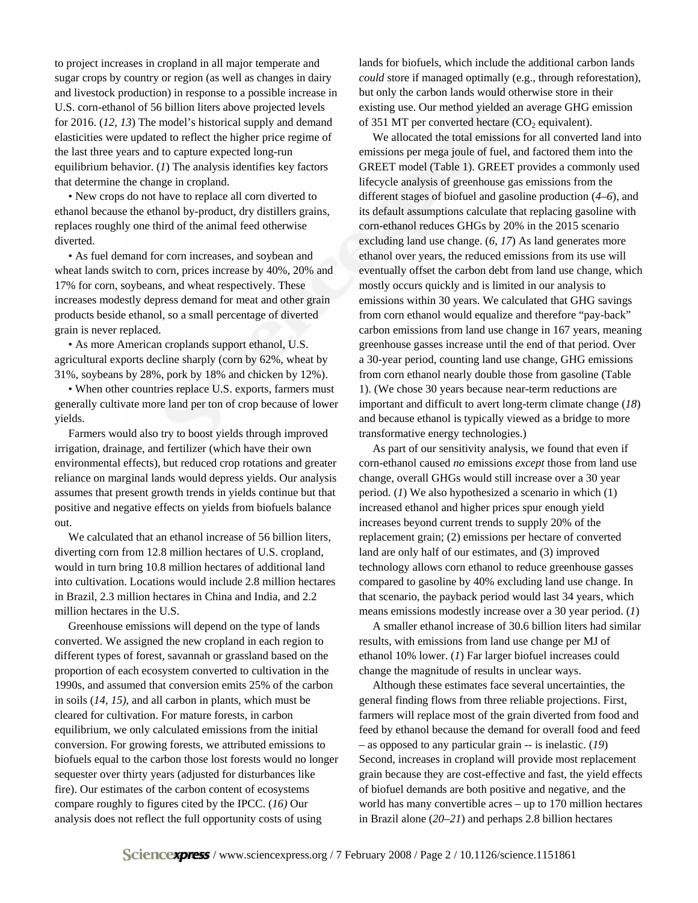to project increases in cropland in all major temperate and sugar crops by country or region (as well as changes in dairy and livestock production) in response to a possible increase in U.S. corn-ethanol of 56 billion liters above projected levels for 2016. (*12*, *13*) The model's historical supply and demand elasticities were updated to reflect the higher price regime of the last three years and to capture expected long-run equilibrium behavior. (*1*) The analysis identifies key factors that determine the change in cropland.

• New crops do not have to replace all corn diverted to ethanol because the ethanol by-product, dry distillers grains, replaces roughly one third of the animal feed otherwise diverted.

• As fuel demand for corn increases, and soybean and wheat lands switch to corn, prices increase by 40%, 20% and 17% for corn, soybeans, and wheat respectively. These increases modestly depress demand for meat and other grain products beside ethanol, so a small percentage of diverted grain is never replaced.

• As more American croplands support ethanol, U.S. agricultural exports decline sharply (corn by 62%, wheat by 31%, soybeans by 28%, pork by 18% and chicken by 12%).

• When other countries replace U.S. exports, farmers must generally cultivate more land per ton of crop because of lower yields.

Farmers would also try to boost yields through improved irrigation, drainage, and fertilizer (which have their own environmental effects), but reduced crop rotations and greater reliance on marginal lands would depress yields. Our analysis assumes that present growth trends in yields continue but that positive and negative effects on yields from biofuels balance out.

We calculated that an ethanol increase of 56 billion liters, diverting corn from 12.8 million hectares of U.S. cropland, would in turn bring 10.8 million hectares of additional land into cultivation. Locations would include 2.8 million hectares in Brazil, 2.3 million hectares in China and India, and 2.2 million hectares in the U.S.

Greenhouse emissions will depend on the type of lands converted. We assigned the new cropland in each region to different types of forest, savannah or grassland based on the proportion of each ecosystem converted to cultivation in the 1990s, and assumed that conversion emits 25% of the carbon in soils (*14*, *15)*, and all carbon in plants, which must be cleared for cultivation. For mature forests, in carbon equilibrium, we only calculated emissions from the initial conversion. For growing forests, we attributed emissions to biofuels equal to the carbon those lost forests would no longer sequester over thirty years (adjusted for disturbances like fire). Our estimates of the carbon content of ecosystems compare roughly to figures cited by the IPCC. (*16)* Our analysis does not reflect the full opportunity costs of using lands for biofuels, which include the additional carbon lands *could* store if managed optimally (e.g., through reforestation), but only the carbon lands would otherwise store in their existing use. Our method yielded an average GHG emission of 351 MT per converted hectare ($CO_2$ equivalent).

We allocated the total emissions for all converted land into emissions per mega joule of fuel, and factored them into the GREET model (Table 1). GREET provides a commonly used lifecycle analysis of greenhouse gas emissions from the different stages of biofuel and gasoline production (*4*–*6*), and its default assumptions calculate that replacing gasoline with corn-ethanol reduces GHGs by 20% in the 2015 scenario excluding land use change. (*6*, *17*) As land generates more ethanol over years, the reduced emissions from its use will eventually offset the carbon debt from land use change, which mostly occurs quickly and is limited in our analysis to emissions within 30 years. We calculated that GHG savings from corn ethanol would equalize and therefore "pay-back" carbon emissions from land use change in 167 years, meaning greenhouse gasses increase until the end of that period. Over a 30-year period, counting land use change, GHG emissions from corn ethanol nearly double those from gasoline (Table 1). (We chose 30 years because near-term reductions are important and difficult to avert long-term climate change (*18*) and because ethanol is typically viewed as a bridge to more transformative energy technologies.)

As part of our sensitivity analysis, we found that even if corn-ethanol caused *no* emissions *except* those from land use change, overall GHGs would still increase over a 30 year period. (*1*) We also hypothesized a scenario in which (1) increased ethanol and higher prices spur enough yield increases beyond current trends to supply 20% of the replacement grain; (2) emissions per hectare of converted land are only half of our estimates, and (3) improved technology allows corn ethanol to reduce greenhouse gasses compared to gasoline by 40% excluding land use change. In that scenario, the payback period would last 34 years, which means emissions modestly increase over a 30 year period. (*1*)

A smaller ethanol increase of 30.6 billion liters had similar results, with emissions from land use change per MJ of ethanol 10% lower. (*1*) Far larger biofuel increases could change the magnitude of results in unclear ways.

Although these estimates face several uncertainties, the general finding flows from three reliable projections. First, farmers will replace most of the grain diverted from food and feed by ethanol because the demand for overall food and feed – as opposed to any particular grain -- is inelastic. (*19*) Second, increases in cropland will provide most replacement grain because they are cost-effective and fast, the yield effects of biofuel demands are both positive and negative, and the world has many convertible acres – up to 170 million hectares in Brazil alone (*20*–*21*) and perhaps 2.8 billion hectares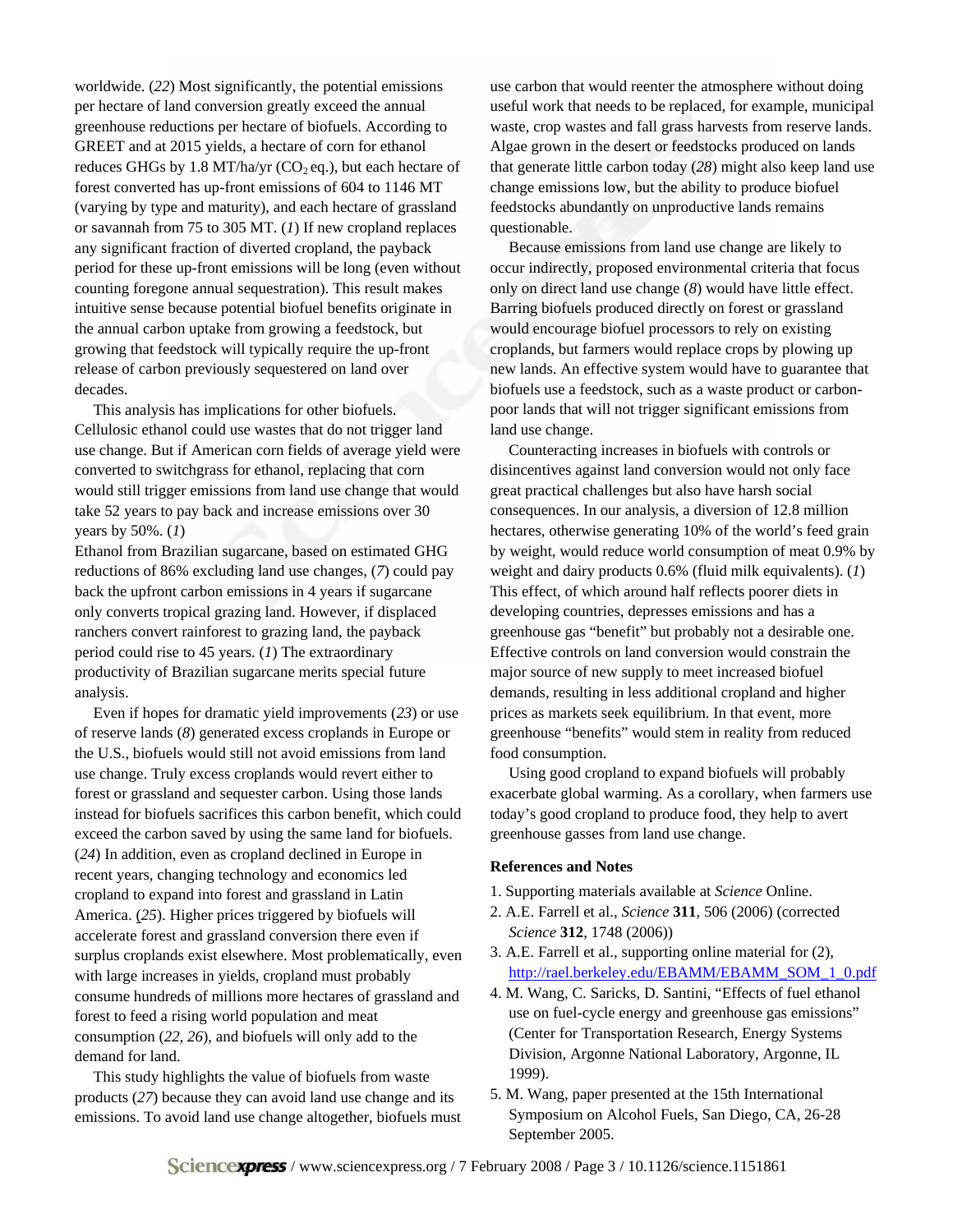worldwide. (*22*) Most significantly, the potential emissions per hectare of land conversion greatly exceed the annual greenhouse reductions per hectare of biofuels. According to GREET and at 2015 yields, a hectare of corn for ethanol reduces GHGs by 1.8 MT/ha/yr ($CO_2$ eq.), but each hectare of forest converted has up-front emissions of 604 to 1146 MT (varying by type and maturity), and each hectare of grassland or savannah from 75 to 305 MT. (*1*) If new cropland replaces any significant fraction of diverted cropland, the payback period for these up-front emissions will be long (even without counting foregone annual sequestration). This result makes intuitive sense because potential biofuel benefits originate in the annual carbon uptake from growing a feedstock, but growing that feedstock will typically require the up-front release of carbon previously sequestered on land over decades.

This analysis has implications for other biofuels. Cellulosic ethanol could use wastes that do not trigger land use change. But if American corn fields of average yield were converted to switchgrass for ethanol, replacing that corn would still trigger emissions from land use change that would take 52 years to pay back and increase emissions over 30 years by 50%. (*1*)
Ethanol from Brazilian sugarcane, based on estimated GHG reductions of 86% excluding land use changes, (*7*) could pay back the upfront carbon emissions in 4 years if sugarcane only converts tropical grazing land. However, if displaced ranchers convert rainforest to grazing land, the payback period could rise to 45 years. (*1*) The extraordinary productivity of Brazilian sugarcane merits special future analysis.

Even if hopes for dramatic yield improvements (*23*) or use of reserve lands (*8*) generated excess croplands in Europe or the U.S., biofuels would still not avoid emissions from land use change. Truly excess croplands would revert either to forest or grassland and sequester carbon. Using those lands instead for biofuels sacrifices this carbon benefit, which could exceed the carbon saved by using the same land for biofuels. (*24*) In addition, even as cropland declined in Europe in recent years, changing technology and economics led cropland to expand into forest and grassland in Latin America. (*25*). Higher prices triggered by biofuels will accelerate forest and grassland conversion there even if surplus croplands exist elsewhere. Most problematically, even with large increases in yields, cropland must probably consume hundreds of millions more hectares of grassland and forest to feed a rising world population and meat consumption (*22, 26*), and biofuels will only add to the demand for land.

This study highlights the value of biofuels from waste products (*27*) because they can avoid land use change and its emissions. To avoid land use change altogether, biofuels must use carbon that would reenter the atmosphere without doing useful work that needs to be replaced, for example, municipal waste, crop wastes and fall grass harvests from reserve lands. Algae grown in the desert or feedstocks produced on lands that generate little carbon today (*28*) might also keep land use change emissions low, but the ability to produce biofuel feedstocks abundantly on unproductive lands remains questionable.

Because emissions from land use change are likely to occur indirectly, proposed environmental criteria that focus only on direct land use change (*8*) would have little effect. Barring biofuels produced directly on forest or grassland would encourage biofuel processors to rely on existing croplands, but farmers would replace crops by plowing up new lands. An effective system would have to guarantee that biofuels use a feedstock, such as a waste product or carbon-poor lands that will not trigger significant emissions from land use change.

Counteracting increases in biofuels with controls or disincentives against land conversion would not only face great practical challenges but also have harsh social consequences. In our analysis, a diversion of 12.8 million hectares, otherwise generating 10% of the world's feed grain by weight, would reduce world consumption of meat 0.9% by weight and dairy products 0.6% (fluid milk equivalents). (*1*) This effect, of which around half reflects poorer diets in developing countries, depresses emissions and has a greenhouse gas "benefit" but probably not a desirable one. Effective controls on land conversion would constrain the major source of new supply to meet increased biofuel demands, resulting in less additional cropland and higher prices as markets seek equilibrium. In that event, more greenhouse "benefits" would stem in reality from reduced food consumption.

Using good cropland to expand biofuels will probably exacerbate global warming. As a corollary, when farmers use today's good cropland to produce food, they help to avert greenhouse gasses from land use change.

### References and Notes

1. Supporting materials available at *Science* Online.
2. A.E. Farrell et al., *Science* **311**, 506 (2006) (corrected *Science* **312**, 1748 (2006))
3. A.E. Farrell et al., supporting online material for (2), http://rael.berkeley.edu/EBAMM/EBAMM_SOM_1_0.pdf
4. M. Wang, C. Saricks, D. Santini, "Effects of fuel ethanol use on fuel-cycle energy and greenhouse gas emissions" (Center for Transportation Research, Energy Systems Division, Argonne National Laboratory, Argonne, IL 1999).
5. M. Wang, paper presented at the 15th International Symposium on Alcohol Fuels, San Diego, CA, 26-28 September 2005.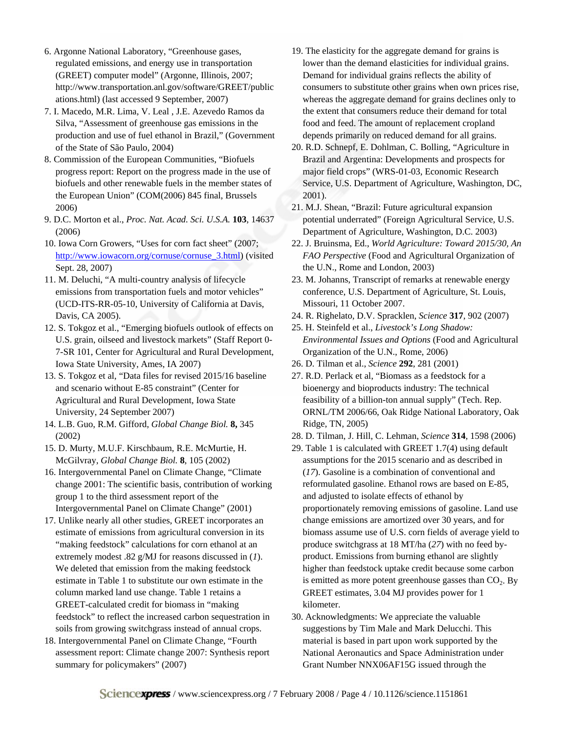6. Argonne National Laboratory, "Greenhouse gases, regulated emissions, and energy use in transportation (GREET) computer model" (Argonne, Illinois, 2007; http://www.transportation.anl.gov/software/GREET/publications.html) (last accessed 9 September, 2007)
7. I. Macedo, M.R. Lima, V. Leal , J.E. Azevedo Ramos da Silva, "Assessment of greenhouse gas emissions in the production and use of fuel ethanol in Brazil," (Government of the State of São Paulo, 2004)
8. Commission of the European Communities, "Biofuels progress report: Report on the progress made in the use of biofuels and other renewable fuels in the member states of the European Union" (COM(2006) 845 final, Brussels 2006)
9. D.C. Morton et al., *Proc. Nat. Acad. Sci. U.S.A.* **103**, 14637 (2006)
10. Iowa Corn Growers, "Uses for corn fact sheet" (2007; http://www.iowacorn.org/cornuse/cornuse_3.html) (visited Sept. 28, 2007)
11. M. Deluchi, "A multi-country analysis of lifecycle emissions from transportation fuels and motor vehicles" (UCD-ITS-RR-05-10, University of California at Davis, Davis, CA 2005).
12. S. Tokgoz et al., "Emerging biofuels outlook of effects on U.S. grain, oilseed and livestock markets" (Staff Report 0-7-SR 101, Center for Agricultural and Rural Development, Iowa State University, Ames, IA 2007)
13. S. Tokgoz et al, "Data files for revised 2015/16 baseline and scenario without E-85 constraint" (Center for Agricultural and Rural Development, Iowa State University, 24 September 2007)
14. L.B. Guo, R.M. Gifford, *Global Change Biol.* **8,** 345 (2002)
15. D. Murty, M.U.F. Kirschbaum, R.E. McMurtie, H. McGilvray, *Global Change Biol.* **8**, 105 (2002)
16. Intergovernmental Panel on Climate Change, "Climate change 2001: The scientific basis, contribution of working group 1 to the third assessment report of the Intergovernmental Panel on Climate Change" (2001)
17. Unlike nearly all other studies, GREET incorporates an estimate of emissions from agricultural conversion in its "making feedstock" calculations for corn ethanol at an extremely modest .82 g/MJ for reasons discussed in (*1*). We deleted that emission from the making feedstock estimate in Table 1 to substitute our own estimate in the column marked land use change. Table 1 retains a GREET-calculated credit for biomass in "making feedstock" to reflect the increased carbon sequestration in soils from growing switchgrass instead of annual crops.
18. Intergovernmental Panel on Climate Change, "Fourth assessment report: Climate change 2007: Synthesis report summary for policymakers" (2007)
19. The elasticity for the aggregate demand for grains is lower than the demand elasticities for individual grains. Demand for individual grains reflects the ability of consumers to substitute other grains when own prices rise, whereas the aggregate demand for grains declines only to the extent that consumers reduce their demand for total food and feed. The amount of replacement cropland depends primarily on reduced demand for all grains.
20. R.D. Schnepf, E. Dohlman, C. Bolling, "Agriculture in Brazil and Argentina: Developments and prospects for major field crops" (WRS-01-03, Economic Research Service, U.S. Department of Agriculture, Washington, DC, 2001).
21. M.J. Shean, "Brazil: Future agricultural expansion potential underrated" (Foreign Agricultural Service, U.S. Department of Agriculture, Washington, D.C. 2003)
22. J. Bruinsma, Ed., *World Agriculture: Toward 2015/30, An FAO Perspective* (Food and Agricultural Organization of the U.N., Rome and London, 2003)
23. M. Johanns, Transcript of remarks at renewable energy conference, U.S. Department of Agriculture, St. Louis, Missouri, 11 October 2007.
24. R. Righelato, D.V. Spracklen, *Science* **317**, 902 (2007)
25. H. Steinfeld et al., *Livestock's Long Shadow: Environmental Issues and Options* (Food and Agricultural Organization of the U.N., Rome, 2006)
26. D. Tilman et al., *Science* **292**, 281 (2001)
27. R.D. Perlack et al, "Biomass as a feedstock for a bioenergy and bioproducts industry: The technical feasibility of a billion-ton annual supply" (Tech. Rep. ORNL/TM 2006/66, Oak Ridge National Laboratory, Oak Ridge, TN, 2005)
28. D. Tilman, J. Hill, C. Lehman, *Science* **314**, 1598 (2006)
29. Table 1 is calculated with GREET 1.7(4) using default assumptions for the 2015 scenario and as described in (*17*). Gasoline is a combination of conventional and reformulated gasoline. Ethanol rows are based on E-85, and adjusted to isolate effects of ethanol by proportionately removing emissions of gasoline. Land use change emissions are amortized over 30 years, and for biomass assume use of U.S. corn fields of average yield to produce switchgrass at 18 MT/ha (*27*) with no feed by-product. Emissions from burning ethanol are slightly higher than feedstock uptake credit because some carbon is emitted as more potent greenhouse gasses than $CO_2$. By GREET estimates, 3.04 MJ provides power for 1 kilometer.
30. Acknowledgments: We appreciate the valuable suggestions by Tim Male and Mark Delucchi. This material is based in part upon work supported by the National Aeronautics and Space Administration under Grant Number NNX06AF15G issued through the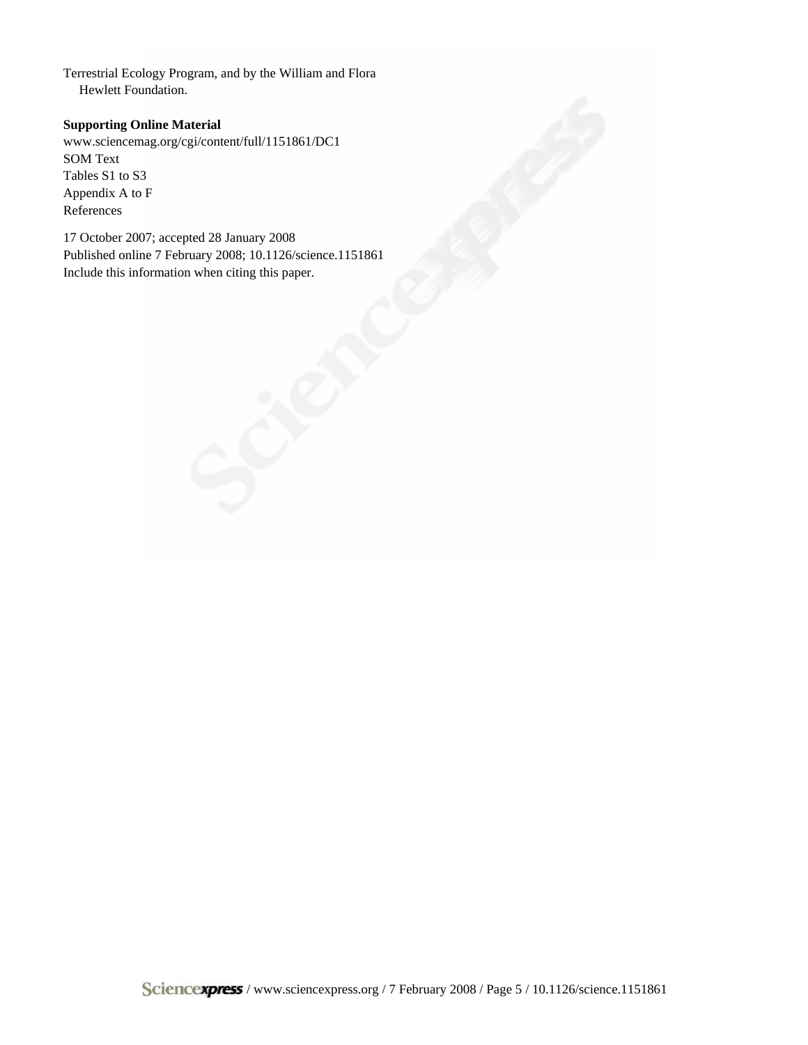Terrestrial Ecology Program, and by the William and Flora Hewlett Foundation.

**Supporting Online Material**

www.sciencemag.org/cgi/content/full/1151861/DC1
SOM Text
Tables S1 to S3
Appendix A to F
References

17 October 2007; accepted 28 January 2008
Published online 7 February 2008; 10.1126/science.1151861
Include this information when citing this paper.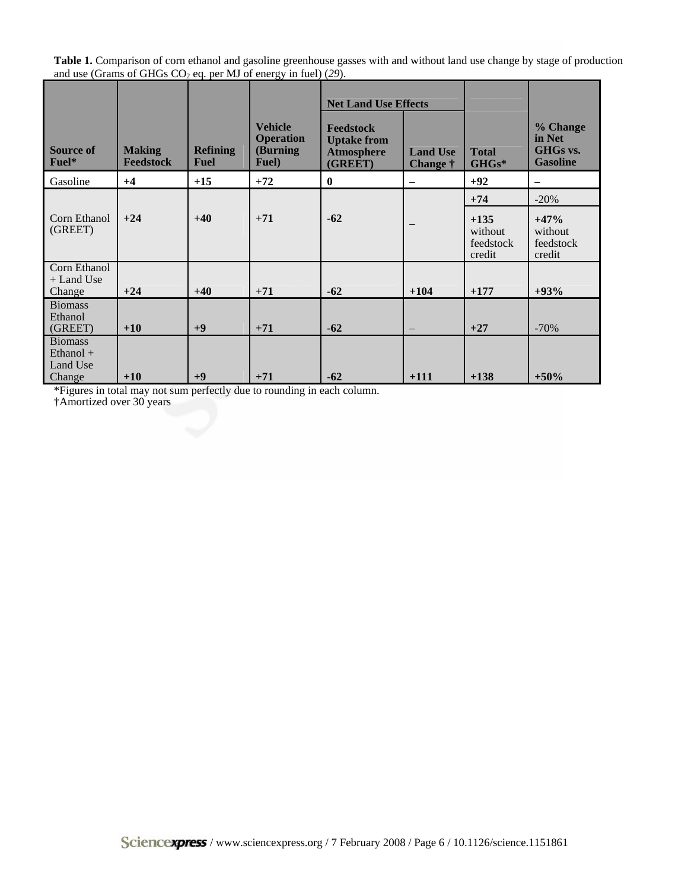**Table 1.** Comparison of corn ethanol and gasoline greenhouse gasses with and without land use change by stage of production and use (Grams of GHGs $CO_2$ eq. per MJ of energy in fuel) (*29*).

| Source of Fuel* | Making Feedstock | Refining Fuel | Vehicle Operation (Burning Fuel) | Net Land Use Effects: Feedstock Uptake from Atmosphere (GREET) | Net Land Use Effects: Land Use Change † | Total GHGs* | % Change in Net GHGs vs. Gasoline |
|---|---|---|---|---|---|---|---|
| Gasoline | **+4** | **+15** | **+72** | **0** | – | **+92** | – |
| Corn Ethanol (GREET) | **+24** | **+40** | **+71** | **-62** | – | **+74** | -20% |
| | | | | | | **+135** without feedstock credit | **+47%** without feedstock credit |
| Corn Ethanol + Land Use Change | **+24** | **+40** | **+71** | **-62** | **+104** | **+177** | **+93%** |
| Biomass Ethanol (GREET) | **+10** | **+9** | **+71** | **-62** | – | **+27** | -70% |
| Biomass Ethanol + Land Use Change | **+10** | **+9** | **+71** | **-62** | **+111** | **+138** | **+50%** |

*Figures in total may not sum perfectly due to rounding in each column.
†Amortized over 30 years